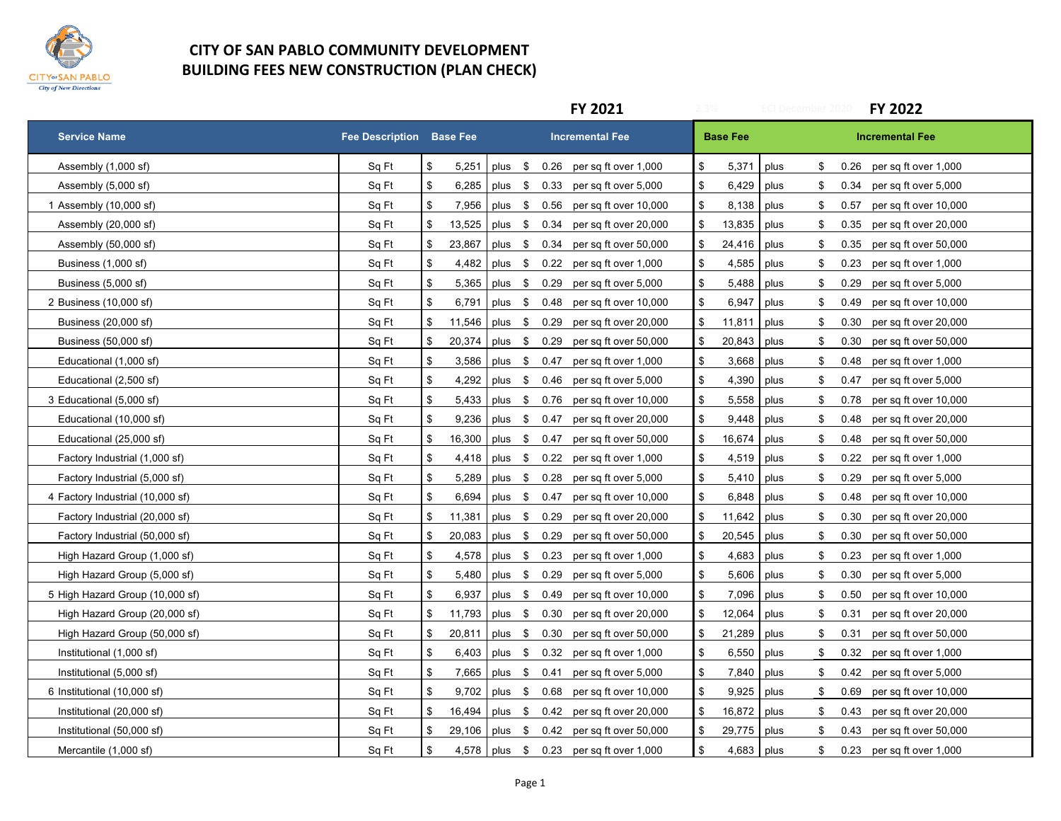# CITY OF SAN PABLO COMMUNITY DEVELOPMENT
## BUILDING FEES NEW CONSTRUCTION (PLAN CHECK)

| Service Name | Fee Description | FY 2021 Base Fee | | Incremental Fee | | FY 2022 Base Fee | | Incremental Fee | |
|---|---|---|---|---|---|---|---|---|---|
| Assembly (1,000 sf) | Sq Ft | $ 5,251 | plus | $ 0.26 | per sq ft over 1,000 | $ 5,371 | plus | $ 0.26 | per sq ft over 1,000 |
| Assembly (5,000 sf) | Sq Ft | $ 6,285 | plus | $ 0.33 | per sq ft over 5,000 | $ 6,429 | plus | $ 0.34 | per sq ft over 5,000 |
| 1 Assembly (10,000 sf) | Sq Ft | $ 7,956 | plus | $ 0.56 | per sq ft over 10,000 | $ 8,138 | plus | $ 0.57 | per sq ft over 10,000 |
| Assembly (20,000 sf) | Sq Ft | $ 13,525 | plus | $ 0.34 | per sq ft over 20,000 | $ 13,835 | plus | $ 0.35 | per sq ft over 20,000 |
| Assembly (50,000 sf) | Sq Ft | $ 23,867 | plus | $ 0.34 | per sq ft over 50,000 | $ 24,416 | plus | $ 0.35 | per sq ft over 50,000 |
| Business (1,000 sf) | Sq Ft | $ 4,482 | plus | $ 0.22 | per sq ft over 1,000 | $ 4,585 | plus | $ 0.23 | per sq ft over 1,000 |
| Business (5,000 sf) | Sq Ft | $ 5,365 | plus | $ 0.29 | per sq ft over 5,000 | $ 5,488 | plus | $ 0.29 | per sq ft over 5,000 |
| 2 Business (10,000 sf) | Sq Ft | $ 6,791 | plus | $ 0.48 | per sq ft over 10,000 | $ 6,947 | plus | $ 0.49 | per sq ft over 10,000 |
| Business (20,000 sf) | Sq Ft | $ 11,546 | plus | $ 0.29 | per sq ft over 20,000 | $ 11,811 | plus | $ 0.30 | per sq ft over 20,000 |
| Business (50,000 sf) | Sq Ft | $ 20,374 | plus | $ 0.29 | per sq ft over 50,000 | $ 20,843 | plus | $ 0.30 | per sq ft over 50,000 |
| Educational (1,000 sf) | Sq Ft | $ 3,586 | plus | $ 0.47 | per sq ft over 1,000 | $ 3,668 | plus | $ 0.48 | per sq ft over 1,000 |
| Educational (2,500 sf) | Sq Ft | $ 4,292 | plus | $ 0.46 | per sq ft over 5,000 | $ 4,390 | plus | $ 0.47 | per sq ft over 5,000 |
| 3 Educational (5,000 sf) | Sq Ft | $ 5,433 | plus | $ 0.76 | per sq ft over 10,000 | $ 5,558 | plus | $ 0.78 | per sq ft over 10,000 |
| Educational (10,000 sf) | Sq Ft | $ 9,236 | plus | $ 0.47 | per sq ft over 20,000 | $ 9,448 | plus | $ 0.48 | per sq ft over 20,000 |
| Educational (25,000 sf) | Sq Ft | $ 16,300 | plus | $ 0.47 | per sq ft over 50,000 | $ 16,674 | plus | $ 0.48 | per sq ft over 50,000 |
| Factory Industrial (1,000 sf) | Sq Ft | $ 4,418 | plus | $ 0.22 | per sq ft over 1,000 | $ 4,519 | plus | $ 0.22 | per sq ft over 1,000 |
| Factory Industrial (5,000 sf) | Sq Ft | $ 5,289 | plus | $ 0.28 | per sq ft over 5,000 | $ 5,410 | plus | $ 0.29 | per sq ft over 5,000 |
| 4 Factory Industrial (10,000 sf) | Sq Ft | $ 6,694 | plus | $ 0.47 | per sq ft over 10,000 | $ 6,848 | plus | $ 0.48 | per sq ft over 10,000 |
| Factory Industrial (20,000 sf) | Sq Ft | $ 11,381 | plus | $ 0.29 | per sq ft over 20,000 | $ 11,642 | plus | $ 0.30 | per sq ft over 20,000 |
| Factory Industrial (50,000 sf) | Sq Ft | $ 20,083 | plus | $ 0.29 | per sq ft over 50,000 | $ 20,545 | plus | $ 0.30 | per sq ft over 50,000 |
| High Hazard Group (1,000 sf) | Sq Ft | $ 4,578 | plus | $ 0.23 | per sq ft over 1,000 | $ 4,683 | plus | $ 0.23 | per sq ft over 1,000 |
| High Hazard Group (5,000 sf) | Sq Ft | $ 5,480 | plus | $ 0.29 | per sq ft over 5,000 | $ 5,606 | plus | $ 0.30 | per sq ft over 5,000 |
| 5 High Hazard Group (10,000 sf) | Sq Ft | $ 6,937 | plus | $ 0.49 | per sq ft over 10,000 | $ 7,096 | plus | $ 0.50 | per sq ft over 10,000 |
| High Hazard Group (20,000 sf) | Sq Ft | $ 11,793 | plus | $ 0.30 | per sq ft over 20,000 | $ 12,064 | plus | $ 0.31 | per sq ft over 20,000 |
| High Hazard Group (50,000 sf) | Sq Ft | $ 20,811 | plus | $ 0.30 | per sq ft over 50,000 | $ 21,289 | plus | $ 0.31 | per sq ft over 50,000 |
| Institutional (1,000 sf) | Sq Ft | $ 6,403 | plus | $ 0.32 | per sq ft over 1,000 | $ 6,550 | plus | $ 0.32 | per sq ft over 1,000 |
| Institutional (5,000 sf) | Sq Ft | $ 7,665 | plus | $ 0.41 | per sq ft over 5,000 | $ 7,840 | plus | $ 0.42 | per sq ft over 5,000 |
| 6 Institutional (10,000 sf) | Sq Ft | $ 9,702 | plus | $ 0.68 | per sq ft over 10,000 | $ 9,925 | plus | $ 0.69 | per sq ft over 10,000 |
| Institutional (20,000 sf) | Sq Ft | $ 16,494 | plus | $ 0.42 | per sq ft over 20,000 | $ 16,872 | plus | $ 0.43 | per sq ft over 20,000 |
| Institutional (50,000 sf) | Sq Ft | $ 29,106 | plus | $ 0.42 | per sq ft over 50,000 | $ 29,775 | plus | $ 0.43 | per sq ft over 50,000 |
| Mercantile (1,000 sf) | Sq Ft | $ 4,578 | plus | $ 0.23 | per sq ft over 1,000 | $ 4,683 | plus | $ 0.23 | per sq ft over 1,000 |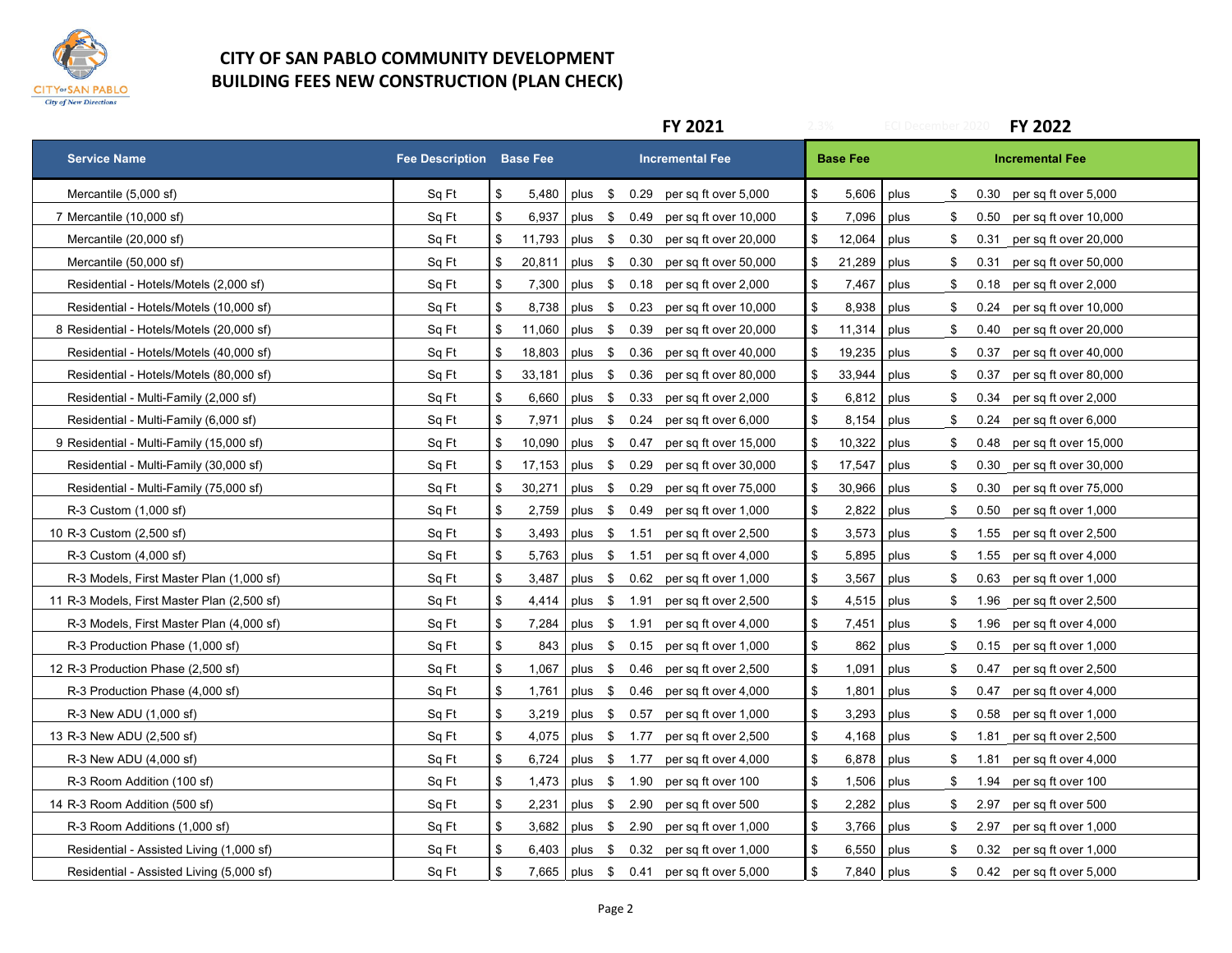# CITY OF SAN PABLO COMMUNITY DEVELOPMENT
## BUILDING FEES NEW CONSTRUCTION (PLAN CHECK)

| | | FY 2021 | | | | FY 2022 | | | |
|---|---|---|---|---|---|---|---|---|---|
| **Service Name** | **Fee Description** | **Base Fee** | | **Incremental Fee** | | **Base Fee** | | **Incremental Fee** | |
| Mercantile (5,000 sf) | Sq Ft | $ 5,480 | plus | $ 0.29 | per sq ft over 5,000 | $ 5,606 | plus | $ 0.30 | per sq ft over 5,000 |
| 7 Mercantile (10,000 sf) | Sq Ft | $ 6,937 | plus | $ 0.49 | per sq ft over 10,000 | $ 7,096 | plus | $ 0.50 | per sq ft over 10,000 |
| Mercantile (20,000 sf) | Sq Ft | $ 11,793 | plus | $ 0.30 | per sq ft over 20,000 | $ 12,064 | plus | $ 0.31 | per sq ft over 20,000 |
| Mercantile (50,000 sf) | Sq Ft | $ 20,811 | plus | $ 0.30 | per sq ft over 50,000 | $ 21,289 | plus | $ 0.31 | per sq ft over 50,000 |
| Residential - Hotels/Motels (2,000 sf) | Sq Ft | $ 7,300 | plus | $ 0.18 | per sq ft over 2,000 | $ 7,467 | plus | $ 0.18 | per sq ft over 2,000 |
| Residential - Hotels/Motels (10,000 sf) | Sq Ft | $ 8,738 | plus | $ 0.23 | per sq ft over 10,000 | $ 8,938 | plus | $ 0.24 | per sq ft over 10,000 |
| 8 Residential - Hotels/Motels (20,000 sf) | Sq Ft | $ 11,060 | plus | $ 0.39 | per sq ft over 20,000 | $ 11,314 | plus | $ 0.40 | per sq ft over 20,000 |
| Residential - Hotels/Motels (40,000 sf) | Sq Ft | $ 18,803 | plus | $ 0.36 | per sq ft over 40,000 | $ 19,235 | plus | $ 0.37 | per sq ft over 40,000 |
| Residential - Hotels/Motels (80,000 sf) | Sq Ft | $ 33,181 | plus | $ 0.36 | per sq ft over 80,000 | $ 33,944 | plus | $ 0.37 | per sq ft over 80,000 |
| Residential - Multi-Family (2,000 sf) | Sq Ft | $ 6,660 | plus | $ 0.33 | per sq ft over 2,000 | $ 6,812 | plus | $ 0.34 | per sq ft over 2,000 |
| Residential - Multi-Family (6,000 sf) | Sq Ft | $ 7,971 | plus | $ 0.24 | per sq ft over 6,000 | $ 8,154 | plus | $ 0.24 | per sq ft over 6,000 |
| 9 Residential - Multi-Family (15,000 sf) | Sq Ft | $ 10,090 | plus | $ 0.47 | per sq ft over 15,000 | $ 10,322 | plus | $ 0.48 | per sq ft over 15,000 |
| Residential - Multi-Family (30,000 sf) | Sq Ft | $ 17,153 | plus | $ 0.29 | per sq ft over 30,000 | $ 17,547 | plus | $ 0.30 | per sq ft over 30,000 |
| Residential - Multi-Family (75,000 sf) | Sq Ft | $ 30,271 | plus | $ 0.29 | per sq ft over 75,000 | $ 30,966 | plus | $ 0.30 | per sq ft over 75,000 |
| R-3 Custom (1,000 sf) | Sq Ft | $ 2,759 | plus | $ 0.49 | per sq ft over 1,000 | $ 2,822 | plus | $ 0.50 | per sq ft over 1,000 |
| 10 R-3 Custom (2,500 sf) | Sq Ft | $ 3,493 | plus | $ 1.51 | per sq ft over 2,500 | $ 3,573 | plus | $ 1.55 | per sq ft over 2,500 |
| R-3 Custom (4,000 sf) | Sq Ft | $ 5,763 | plus | $ 1.51 | per sq ft over 4,000 | $ 5,895 | plus | $ 1.55 | per sq ft over 4,000 |
| R-3 Models, First Master Plan (1,000 sf) | Sq Ft | $ 3,487 | plus | $ 0.62 | per sq ft over 1,000 | $ 3,567 | plus | $ 0.63 | per sq ft over 1,000 |
| 11 R-3 Models, First Master Plan (2,500 sf) | Sq Ft | $ 4,414 | plus | $ 1.91 | per sq ft over 2,500 | $ 4,515 | plus | $ 1.96 | per sq ft over 2,500 |
| R-3 Models, First Master Plan (4,000 sf) | Sq Ft | $ 7,284 | plus | $ 1.91 | per sq ft over 4,000 | $ 7,451 | plus | $ 1.96 | per sq ft over 4,000 |
| R-3 Production Phase (1,000 sf) | Sq Ft | $ 843 | plus | $ 0.15 | per sq ft over 1,000 | $ 862 | plus | $ 0.15 | per sq ft over 1,000 |
| 12 R-3 Production Phase (2,500 sf) | Sq Ft | $ 1,067 | plus | $ 0.46 | per sq ft over 2,500 | $ 1,091 | plus | $ 0.47 | per sq ft over 2,500 |
| R-3 Production Phase (4,000 sf) | Sq Ft | $ 1,761 | plus | $ 0.46 | per sq ft over 4,000 | $ 1,801 | plus | $ 0.47 | per sq ft over 4,000 |
| R-3 New ADU (1,000 sf) | Sq Ft | $ 3,219 | plus | $ 0.57 | per sq ft over 1,000 | $ 3,293 | plus | $ 0.58 | per sq ft over 1,000 |
| 13 R-3 New ADU (2,500 sf) | Sq Ft | $ 4,075 | plus | $ 1.77 | per sq ft over 2,500 | $ 4,168 | plus | $ 1.81 | per sq ft over 2,500 |
| R-3 New ADU (4,000 sf) | Sq Ft | $ 6,724 | plus | $ 1.77 | per sq ft over 4,000 | $ 6,878 | plus | $ 1.81 | per sq ft over 4,000 |
| R-3 Room Addition (100 sf) | Sq Ft | $ 1,473 | plus | $ 1.90 | per sq ft over 100 | $ 1,506 | plus | $ 1.94 | per sq ft over 100 |
| 14 R-3 Room Addition (500 sf) | Sq Ft | $ 2,231 | plus | $ 2.90 | per sq ft over 500 | $ 2,282 | plus | $ 2.97 | per sq ft over 500 |
| R-3 Room Additions (1,000 sf) | Sq Ft | $ 3,682 | plus | $ 2.90 | per sq ft over 1,000 | $ 3,766 | plus | $ 2.97 | per sq ft over 1,000 |
| Residential - Assisted Living (1,000 sf) | Sq Ft | $ 6,403 | plus | $ 0.32 | per sq ft over 1,000 | $ 6,550 | plus | $ 0.32 | per sq ft over 1,000 |
| Residential - Assisted Living (5,000 sf) | Sq Ft | $ 7,665 | plus | $ 0.41 | per sq ft over 5,000 | $ 7,840 | plus | $ 0.42 | per sq ft over 5,000 |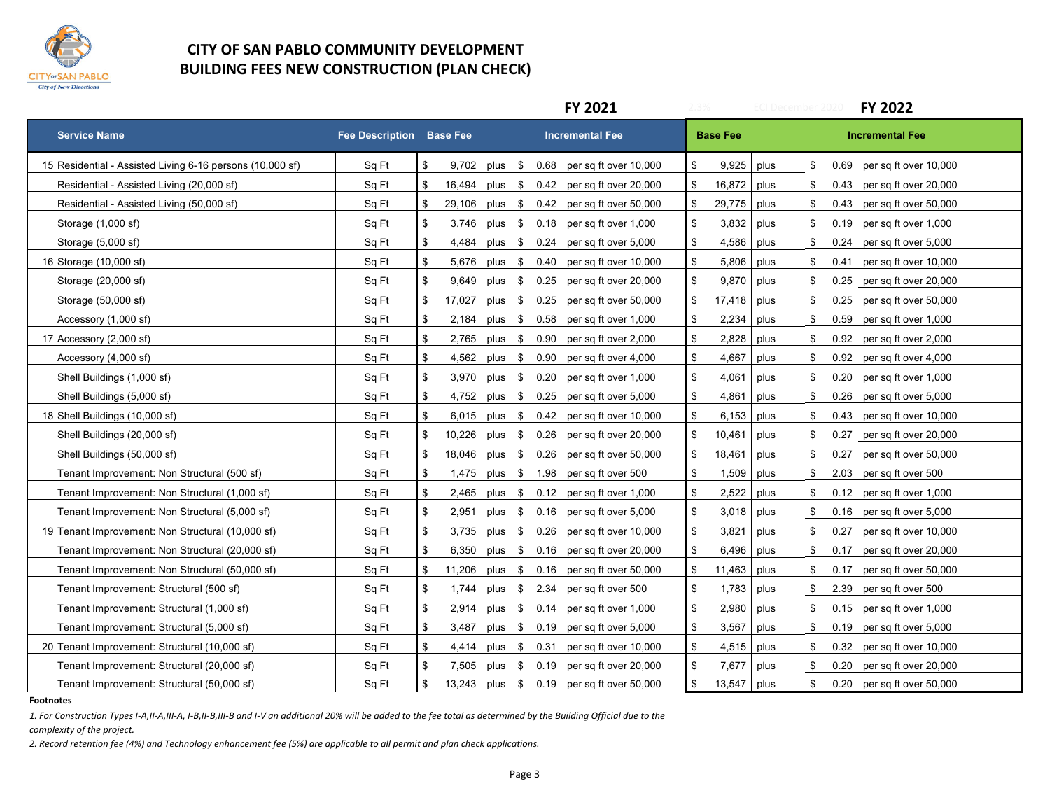# CITY OF SAN PABLO COMMUNITY DEVELOPMENT
## BUILDING FEES NEW CONSTRUCTION (PLAN CHECK)

| | | FY 2021 | | | FY 2022 | | |
|---|---|---|---|---|---|---|---|
| **Service Name** | **Fee Description** | **Base Fee** | | **Incremental Fee** | **Base Fee** | | **Incremental Fee** |
| 15 Residential - Assisted Living 6-16 persons (10,000 sf) | Sq Ft | $ 9,702 | plus | $ 0.68 per sq ft over 10,000 | $ 9,925 | plus | $ 0.69 per sq ft over 10,000 |
| Residential - Assisted Living (20,000 sf) | Sq Ft | $ 16,494 | plus | $ 0.42 per sq ft over 20,000 | $ 16,872 | plus | $ 0.43 per sq ft over 20,000 |
| Residential - Assisted Living (50,000 sf) | Sq Ft | $ 29,106 | plus | $ 0.42 per sq ft over 50,000 | $ 29,775 | plus | $ 0.43 per sq ft over 50,000 |
| Storage (1,000 sf) | Sq Ft | $ 3,746 | plus | $ 0.18 per sq ft over 1,000 | $ 3,832 | plus | $ 0.19 per sq ft over 1,000 |
| Storage (5,000 sf) | Sq Ft | $ 4,484 | plus | $ 0.24 per sq ft over 5,000 | $ 4,586 | plus | $ 0.24 per sq ft over 5,000 |
| 16 Storage (10,000 sf) | Sq Ft | $ 5,676 | plus | $ 0.40 per sq ft over 10,000 | $ 5,806 | plus | $ 0.41 per sq ft over 10,000 |
| Storage (20,000 sf) | Sq Ft | $ 9,649 | plus | $ 0.25 per sq ft over 20,000 | $ 9,870 | plus | $ 0.25 per sq ft over 20,000 |
| Storage (50,000 sf) | Sq Ft | $ 17,027 | plus | $ 0.25 per sq ft over 50,000 | $ 17,418 | plus | $ 0.25 per sq ft over 50,000 |
| Accessory (1,000 sf) | Sq Ft | $ 2,184 | plus | $ 0.58 per sq ft over 1,000 | $ 2,234 | plus | $ 0.59 per sq ft over 1,000 |
| 17 Accessory (2,000 sf) | Sq Ft | $ 2,765 | plus | $ 0.90 per sq ft over 2,000 | $ 2,828 | plus | $ 0.92 per sq ft over 2,000 |
| Accessory (4,000 sf) | Sq Ft | $ 4,562 | plus | $ 0.90 per sq ft over 4,000 | $ 4,667 | plus | $ 0.92 per sq ft over 4,000 |
| Shell Buildings (1,000 sf) | Sq Ft | $ 3,970 | plus | $ 0.20 per sq ft over 1,000 | $ 4,061 | plus | $ 0.20 per sq ft over 1,000 |
| Shell Buildings (5,000 sf) | Sq Ft | $ 4,752 | plus | $ 0.25 per sq ft over 5,000 | $ 4,861 | plus | $ 0.26 per sq ft over 5,000 |
| 18 Shell Buildings (10,000 sf) | Sq Ft | $ 6,015 | plus | $ 0.42 per sq ft over 10,000 | $ 6,153 | plus | $ 0.43 per sq ft over 10,000 |
| Shell Buildings (20,000 sf) | Sq Ft | $ 10,226 | plus | $ 0.26 per sq ft over 20,000 | $ 10,461 | plus | $ 0.27 per sq ft over 20,000 |
| Shell Buildings (50,000 sf) | Sq Ft | $ 18,046 | plus | $ 0.26 per sq ft over 50,000 | $ 18,461 | plus | $ 0.27 per sq ft over 50,000 |
| Tenant Improvement: Non Structural (500 sf) | Sq Ft | $ 1,475 | plus | $ 1.98 per sq ft over 500 | $ 1,509 | plus | $ 2.03 per sq ft over 500 |
| Tenant Improvement: Non Structural (1,000 sf) | Sq Ft | $ 2,465 | plus | $ 0.12 per sq ft over 1,000 | $ 2,522 | plus | $ 0.12 per sq ft over 1,000 |
| Tenant Improvement: Non Structural (5,000 sf) | Sq Ft | $ 2,951 | plus | $ 0.16 per sq ft over 5,000 | $ 3,018 | plus | $ 0.16 per sq ft over 5,000 |
| 19 Tenant Improvement: Non Structural (10,000 sf) | Sq Ft | $ 3,735 | plus | $ 0.26 per sq ft over 10,000 | $ 3,821 | plus | $ 0.27 per sq ft over 10,000 |
| Tenant Improvement: Non Structural (20,000 sf) | Sq Ft | $ 6,350 | plus | $ 0.16 per sq ft over 20,000 | $ 6,496 | plus | $ 0.17 per sq ft over 20,000 |
| Tenant Improvement: Non Structural (50,000 sf) | Sq Ft | $ 11,206 | plus | $ 0.16 per sq ft over 50,000 | $ 11,463 | plus | $ 0.17 per sq ft over 50,000 |
| Tenant Improvement: Structural (500 sf) | Sq Ft | $ 1,744 | plus | $ 2.34 per sq ft over 500 | $ 1,783 | plus | $ 2.39 per sq ft over 500 |
| Tenant Improvement: Structural (1,000 sf) | Sq Ft | $ 2,914 | plus | $ 0.14 per sq ft over 1,000 | $ 2,980 | plus | $ 0.15 per sq ft over 1,000 |
| Tenant Improvement: Structural (5,000 sf) | Sq Ft | $ 3,487 | plus | $ 0.19 per sq ft over 5,000 | $ 3,567 | plus | $ 0.19 per sq ft over 5,000 |
| 20 Tenant Improvement: Structural (10,000 sf) | Sq Ft | $ 4,414 | plus | $ 0.31 per sq ft over 10,000 | $ 4,515 | plus | $ 0.32 per sq ft over 10,000 |
| Tenant Improvement: Structural (20,000 sf) | Sq Ft | $ 7,505 | plus | $ 0.19 per sq ft over 20,000 | $ 7,677 | plus | $ 0.20 per sq ft over 20,000 |
| Tenant Improvement: Structural (50,000 sf) | Sq Ft | $ 13,243 | plus | $ 0.19 per sq ft over 50,000 | $ 13,547 | plus | $ 0.20 per sq ft over 50,000 |

**Footnotes**

*1. For Construction Types I-A,II-A,III-A, I-B,II-B,III-B and I-V an additional 20% will be added to the fee total as determined by the Building Official due to the complexity of the project.*

*2. Record retention fee (4%) and Technology enhancement fee (5%) are applicable to all permit and plan check applications.*